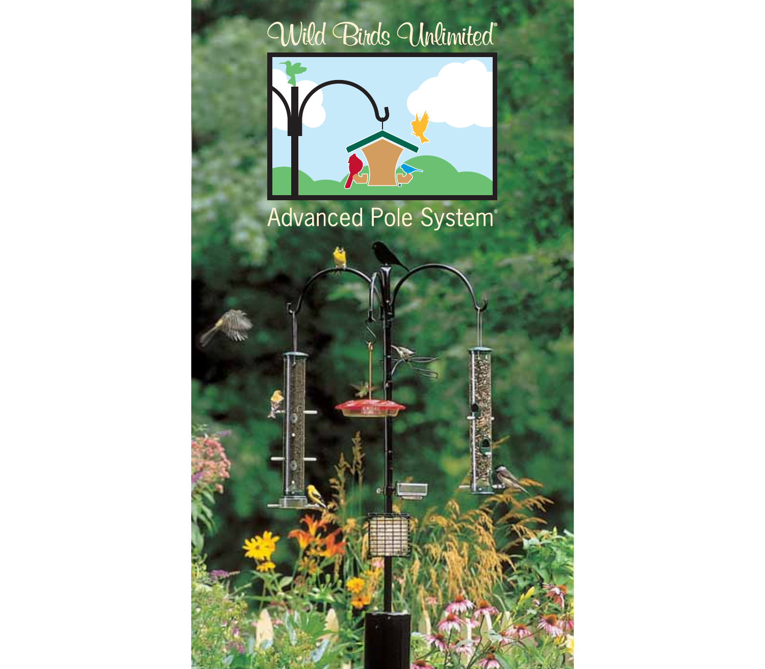# Wild Birds Unlimited®

## Advanced Pole System®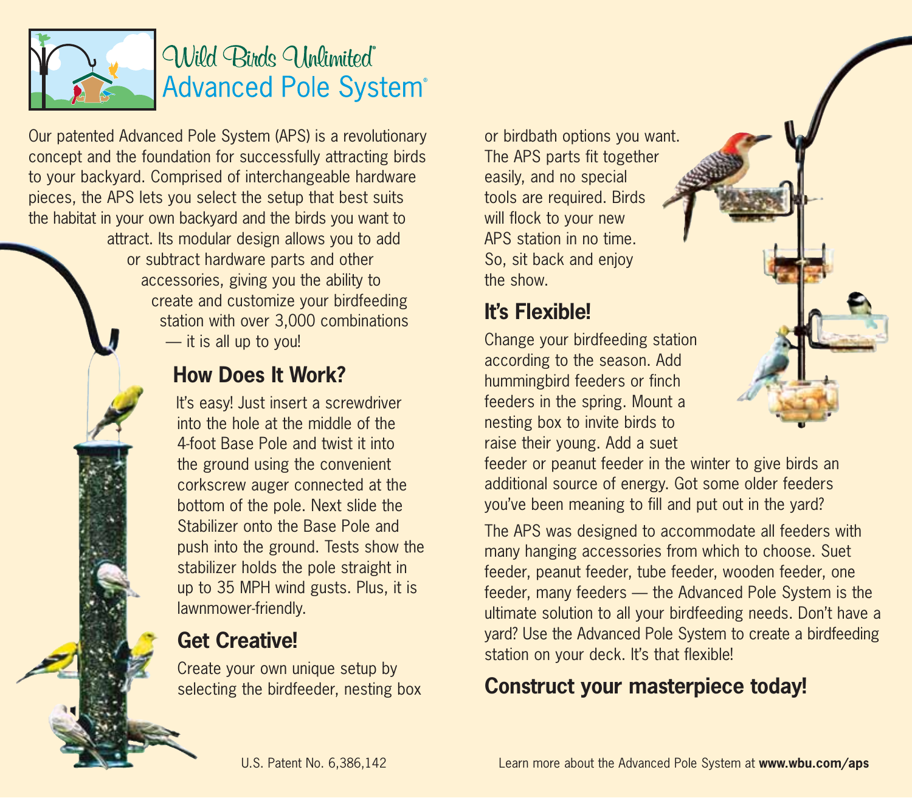# Wild Birds Unlimited® Advanced Pole System®

Our patented Advanced Pole System (APS) is a revolutionary concept and the foundation for successfully attracting birds to your backyard. Comprised of interchangeable hardware pieces, the APS lets you select the setup that best suits the habitat in your own backyard and the birds you want to attract. Its modular design allows you to add or subtract hardware parts and other accessories, giving you the ability to create and customize your birdfeeding station with over 3,000 combinations — it is all up to you!

## How Does It Work?

It's easy! Just insert a screwdriver into the hole at the middle of the 4-foot Base Pole and twist it into the ground using the convenient corkscrew auger connected at the bottom of the pole. Next slide the Stabilizer onto the Base Pole and push into the ground. Tests show the stabilizer holds the pole straight in up to 35 MPH wind gusts. Plus, it is lawnmower-friendly.

## Get Creative!

Create your own unique setup by selecting the birdfeeder, nesting box or birdbath options you want. The APS parts fit together easily, and no special tools are required. Birds will flock to your new APS station in no time. So, sit back and enjoy the show.

## It's Flexible!

Change your birdfeeding station according to the season. Add hummingbird feeders or finch feeders in the spring. Mount a nesting box to invite birds to raise their young. Add a suet feeder or peanut feeder in the winter to give birds an additional source of energy. Got some older feeders you've been meaning to fill and put out in the yard?

The APS was designed to accommodate all feeders with many hanging accessories from which to choose. Suet feeder, peanut feeder, tube feeder, wooden feeder, one feeder, many feeders — the Advanced Pole System is the ultimate solution to all your birdfeeding needs. Don't have a yard? Use the Advanced Pole System to create a birdfeeding station on your deck. It's that flexible!

## Construct your masterpiece today!

U.S. Patent No. 6,386,142

Learn more about the Advanced Pole System at **www.wbu.com/aps**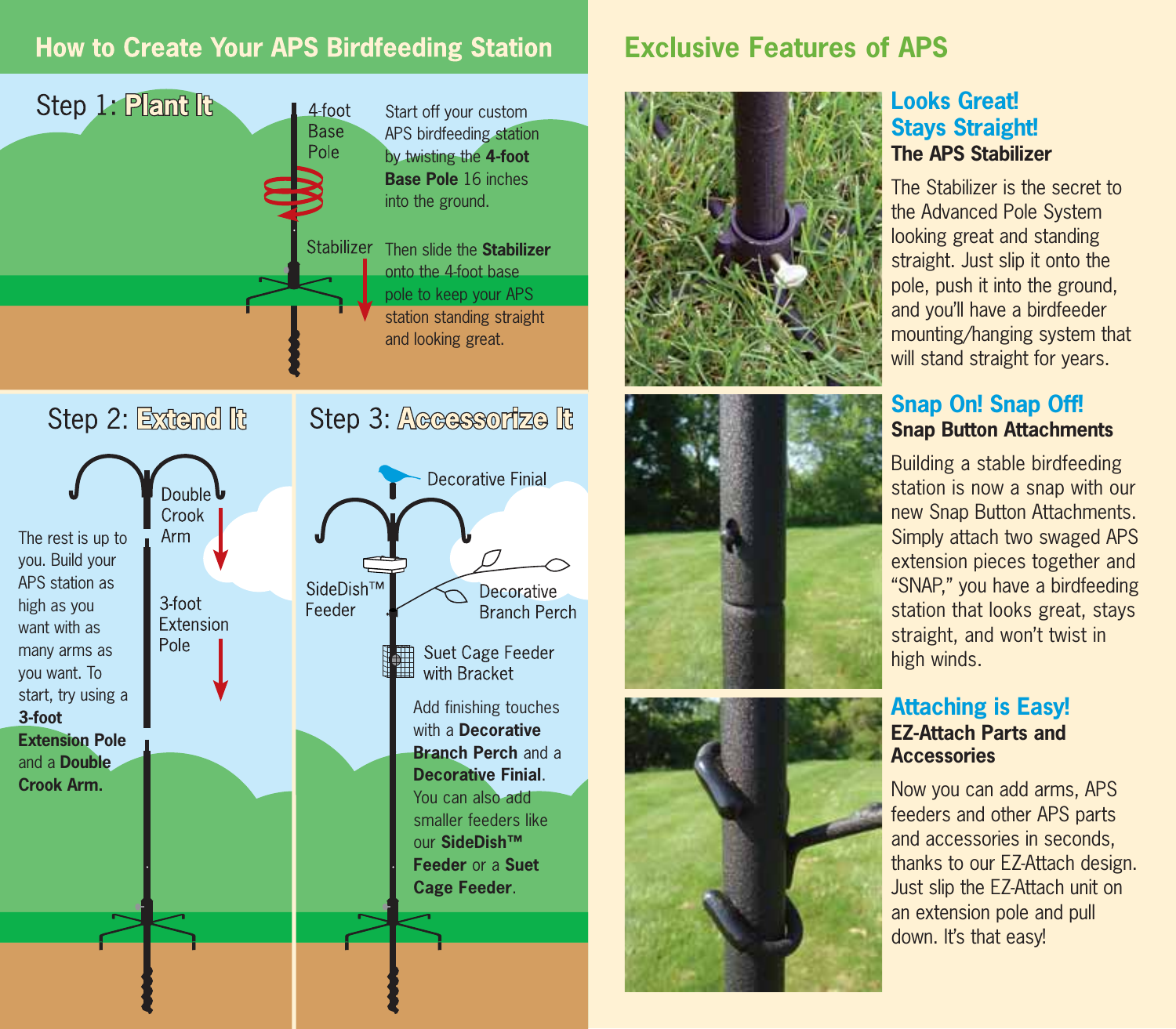## How to Create Your APS Birdfeeding Station

### Step 1: Plant It

4-foot Base Pole

Start off your custom APS birdfeeding station by twisting the **4-foot Base Pole** 16 inches into the ground.

Stabilizer

Then slide the **Stabilizer** onto the 4-foot base pole to keep your APS station standing straight and looking great.

### Step 2: Extend It

Double Crook Arm

3-foot Extension Pole

The rest is up to you. Build your APS station as high as you want with as many arms as you want. To start, try using a **3-foot Extension Pole** and a **Double Crook Arm.**

### Step 3: Accessorize It

Decorative Finial

SideDish™ Feeder

Decorative Branch Perch

Suet Cage Feeder with Bracket

Add finishing touches with a **Decorative Branch Perch** and a **Decorative Finial**. You can also add smaller feeders like our **SideDish™ Feeder** or a **Suet Cage Feeder**.

## Exclusive Features of APS

### Looks Great! Stays Straight!

**The APS Stabilizer**

The Stabilizer is the secret to the Advanced Pole System looking great and standing straight. Just slip it onto the pole, push it into the ground, and you'll have a birdfeeder mounting/hanging system that will stand straight for years.

### Snap On! Snap Off!

**Snap Button Attachments**

Building a stable birdfeeding station is now a snap with our new Snap Button Attachments. Simply attach two swaged APS extension pieces together and "SNAP," you have a birdfeeding station that looks great, stays straight, and won't twist in high winds.

### Attaching is Easy!

**EZ-Attach Parts and Accessories**

Now you can add arms, APS feeders and other APS parts and accessories in seconds, thanks to our EZ-Attach design. Just slip the EZ-Attach unit on an extension pole and pull down. It's that easy!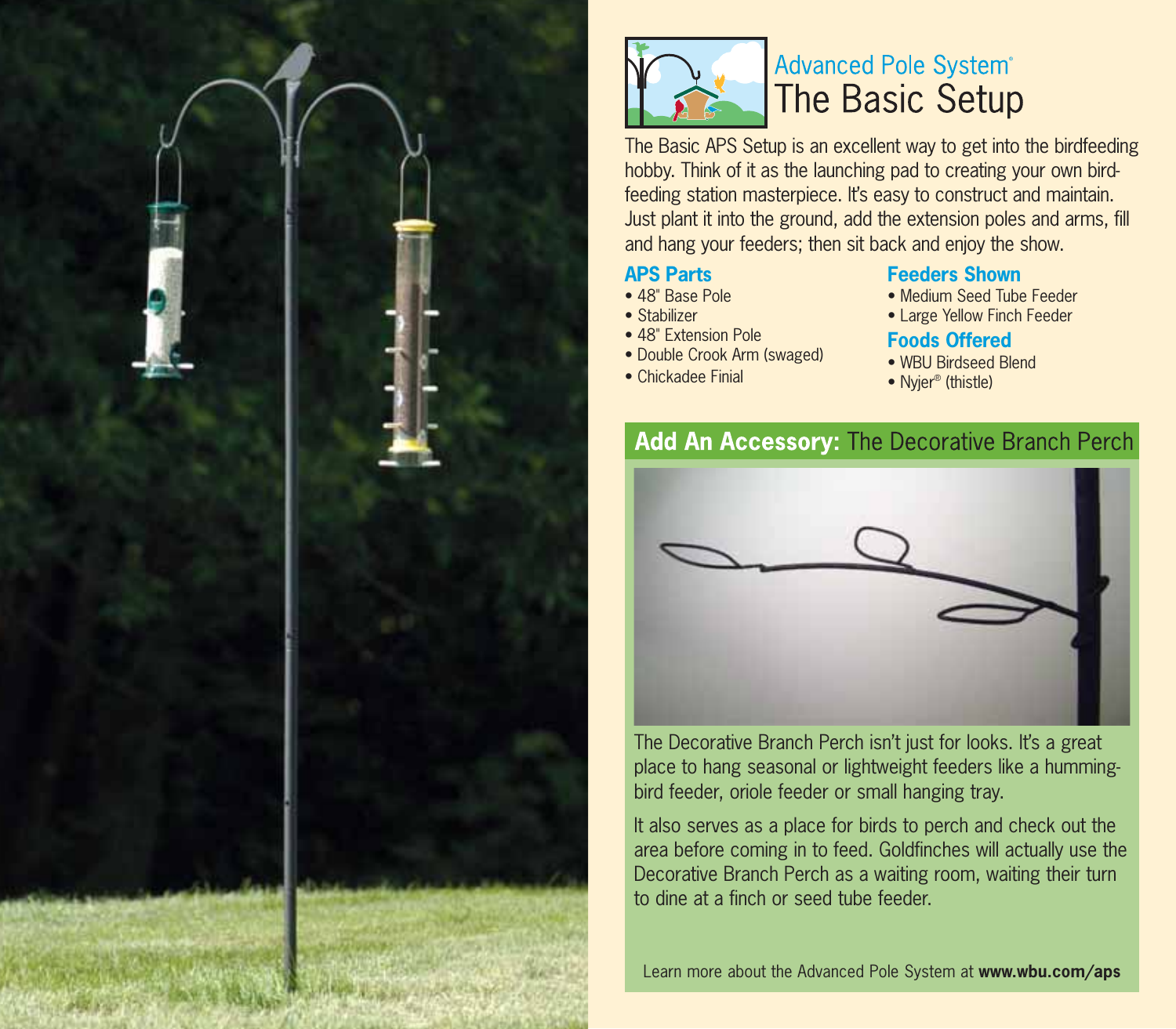# Advanced Pole System®
## The Basic Setup

The Basic APS Setup is an excellent way to get into the birdfeeding hobby. Think of it as the launching pad to creating your own bird-feeding station masterpiece. It's easy to construct and maintain. Just plant it into the ground, add the extension poles and arms, fill and hang your feeders; then sit back and enjoy the show.

### APS Parts

- 48" Base Pole
- Stabilizer
- 48" Extension Pole
- Double Crook Arm (swaged)
- Chickadee Finial

### Feeders Shown

- Medium Seed Tube Feeder
- Large Yellow Finch Feeder

### Foods Offered

- WBU Birdseed Blend
- Nyjer® (thistle)

## Add An Accessory: The Decorative Branch Perch

The Decorative Branch Perch isn't just for looks. It's a great place to hang seasonal or lightweight feeders like a humming-bird feeder, oriole feeder or small hanging tray.

It also serves as a place for birds to perch and check out the area before coming in to feed. Goldfinches will actually use the Decorative Branch Perch as a waiting room, waiting their turn to dine at a finch or seed tube feeder.

Learn more about the Advanced Pole System at **www.wbu.com/aps**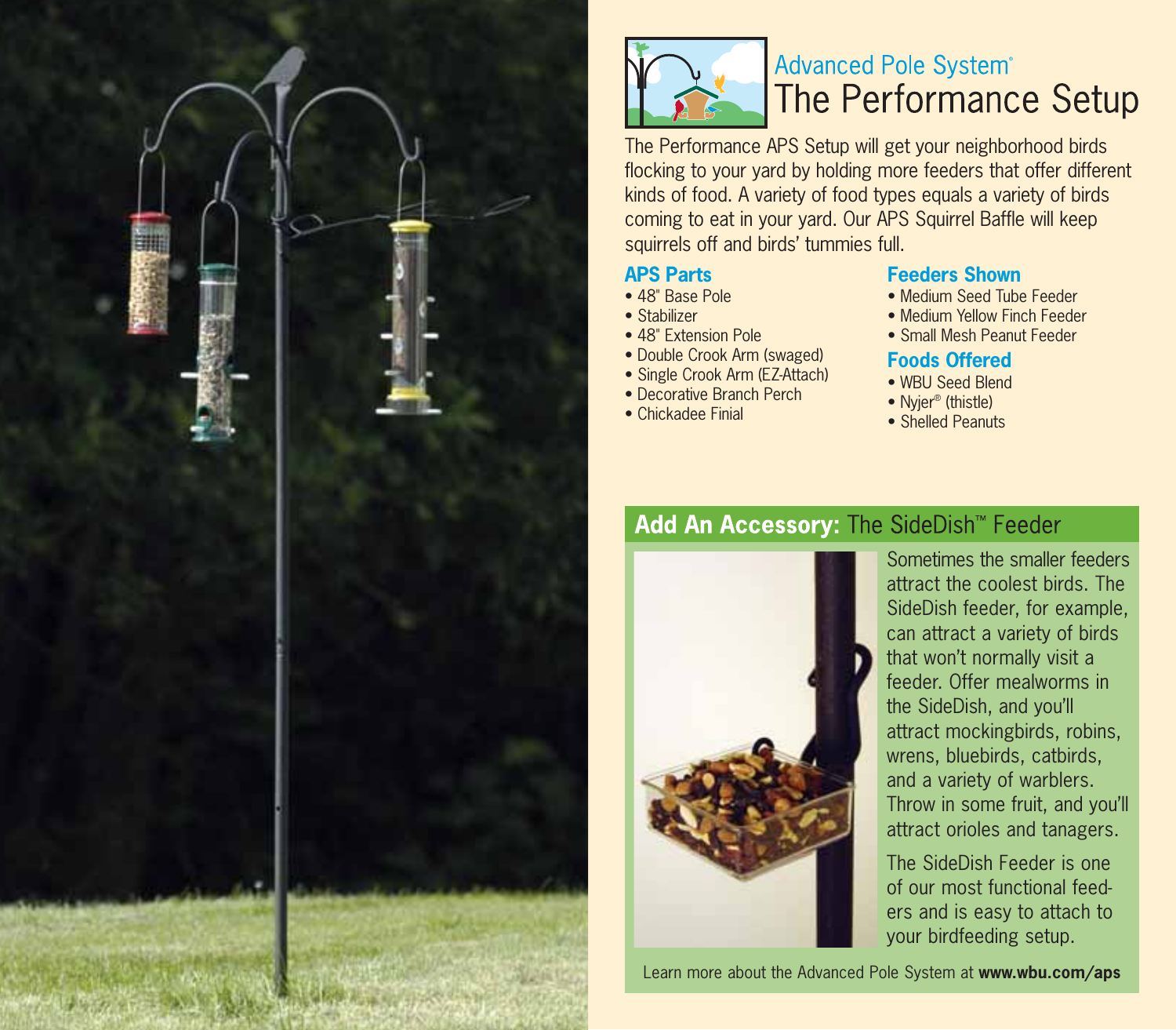# Advanced Pole System®

# The Performance Setup

The Performance APS Setup will get your neighborhood birds flocking to your yard by holding more feeders that offer different kinds of food. A variety of food types equals a variety of birds coming to eat in your yard. Our APS Squirrel Baffle will keep squirrels off and birds' tummies full.

## APS Parts

- 48" Base Pole
- Stabilizer
- 48" Extension Pole
- Double Crook Arm (swaged)
- Single Crook Arm (EZ-Attach)
- Decorative Branch Perch
- Chickadee Finial

## Feeders Shown

- Medium Seed Tube Feeder
- Medium Yellow Finch Feeder
- Small Mesh Peanut Feeder

## Foods Offered

- WBU Seed Blend
- Nyjer® (thistle)
- Shelled Peanuts

## Add An Accessory: The SideDish™ Feeder

Sometimes the smaller feeders attract the coolest birds. The SideDish feeder, for example, can attract a variety of birds that won't normally visit a feeder. Offer mealworms in the SideDish, and you'll attract mockingbirds, robins, wrens, bluebirds, catbirds, and a variety of warblers. Throw in some fruit, and you'll attract orioles and tanagers.

The SideDish Feeder is one of our most functional feeders and is easy to attach to your birdfeeding setup.

Learn more about the Advanced Pole System at **www.wbu.com/aps**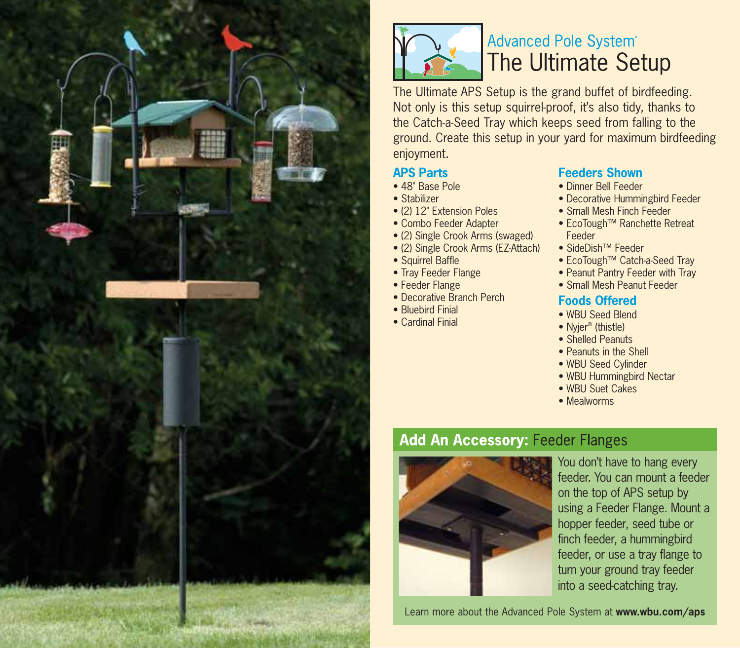# Advanced Pole System®
# The Ultimate Setup

The Ultimate APS Setup is the grand buffet of birdfeeding. Not only is this setup squirrel-proof, it's also tidy, thanks to the Catch-a-Seed Tray which keeps seed from falling to the ground. Create this setup in your yard for maximum birdfeeding enjoyment.

## APS Parts

- 48" Base Pole
- Stabilizer
- (2) 12" Extension Poles
- Combo Feeder Adapter
- (2) Single Crook Arms (swaged)
- (2) Single Crook Arms (EZ-Attach)
- Squirrel Baffle
- Tray Feeder Flange
- Feeder Flange
- Decorative Branch Perch
- Bluebird Finial
- Cardinal Finial

## Feeders Shown

- Dinner Bell Feeder
- Decorative Hummingbird Feeder
- Small Mesh Finch Feeder
- EcoTough™ Ranchette Retreat Feeder
- SideDish™ Feeder
- EcoTough™ Catch-a-Seed Tray
- Peanut Pantry Feeder with Tray
- Small Mesh Peanut Feeder

## Foods Offered

- WBU Seed Blend
- Nyjer® (thistle)
- Shelled Peanuts
- Peanuts in the Shell
- WBU Seed Cylinder
- WBU Hummingbird Nectar
- WBU Suet Cakes
- Mealworms

## **Add An Accessory:** Feeder Flanges

You don't have to hang every feeder. You can mount a feeder on the top of APS setup by using a Feeder Flange. Mount a hopper feeder, seed tube or finch feeder, a hummingbird feeder, or use a tray flange to turn your ground tray feeder into a seed-catching tray.

Learn more about the Advanced Pole System at **www.wbu.com/aps**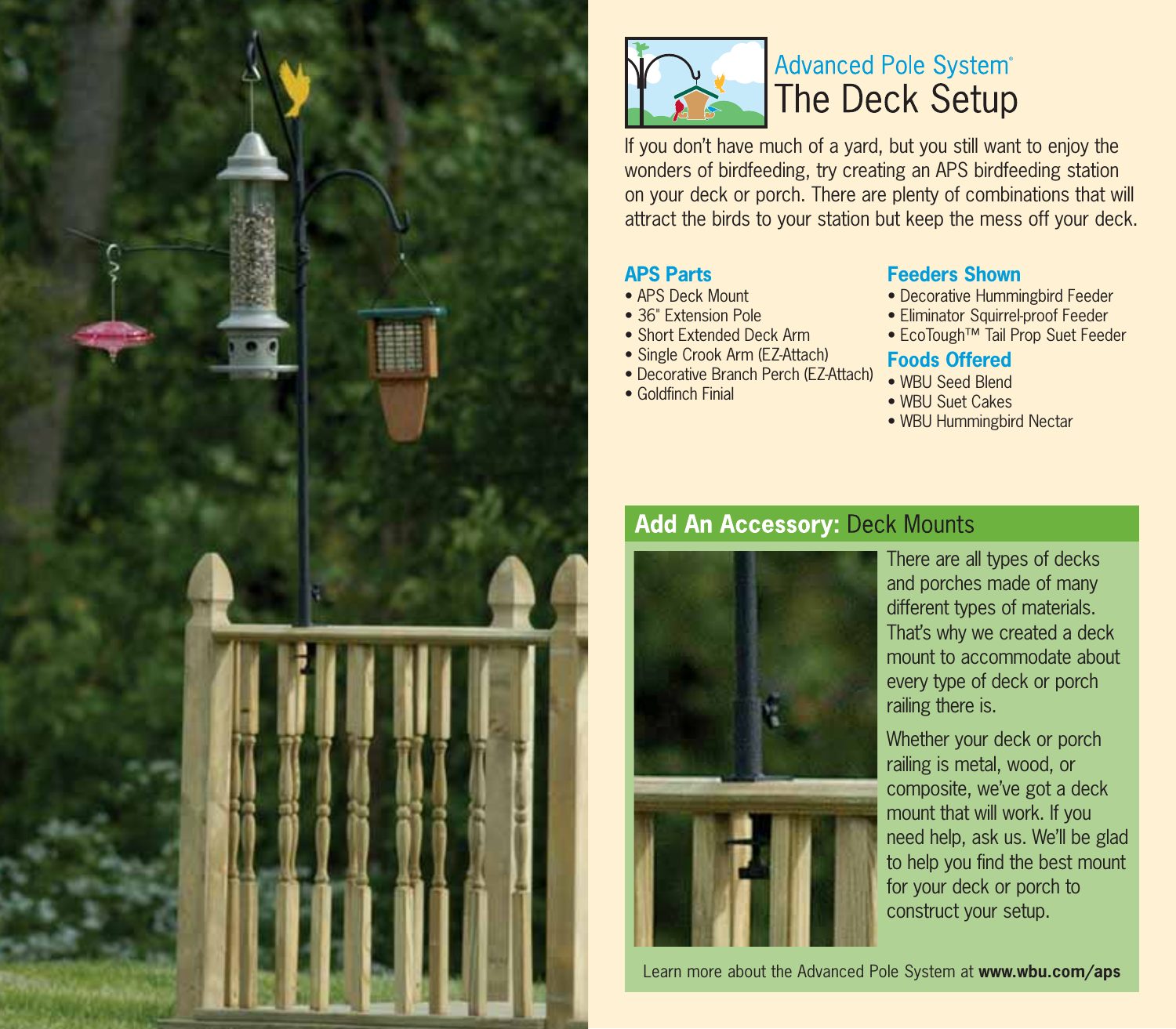# Advanced Pole System®

## The Deck Setup

If you don't have much of a yard, but you still want to enjoy the wonders of birdfeeding, try creating an APS birdfeeding station on your deck or porch. There are plenty of combinations that will attract the birds to your station but keep the mess off your deck.

### APS Parts

- APS Deck Mount
- 36" Extension Pole
- Short Extended Deck Arm
- Single Crook Arm (EZ-Attach)
- Decorative Branch Perch (EZ-Attach)
- Goldfinch Finial

### Feeders Shown

- Decorative Hummingbird Feeder
- Eliminator Squirrel-proof Feeder
- EcoTough™ Tail Prop Suet Feeder

### Foods Offered

- WBU Seed Blend
- WBU Suet Cakes
- WBU Hummingbird Nectar

### Add An Accessory: Deck Mounts

There are all types of decks and porches made of many different types of materials. That's why we created a deck mount to accommodate about every type of deck or porch railing there is.

Whether your deck or porch railing is metal, wood, or composite, we've got a deck mount that will work. If you need help, ask us. We'll be glad to help you find the best mount for your deck or porch to construct your setup.

Learn more about the Advanced Pole System at **www.wbu.com/aps**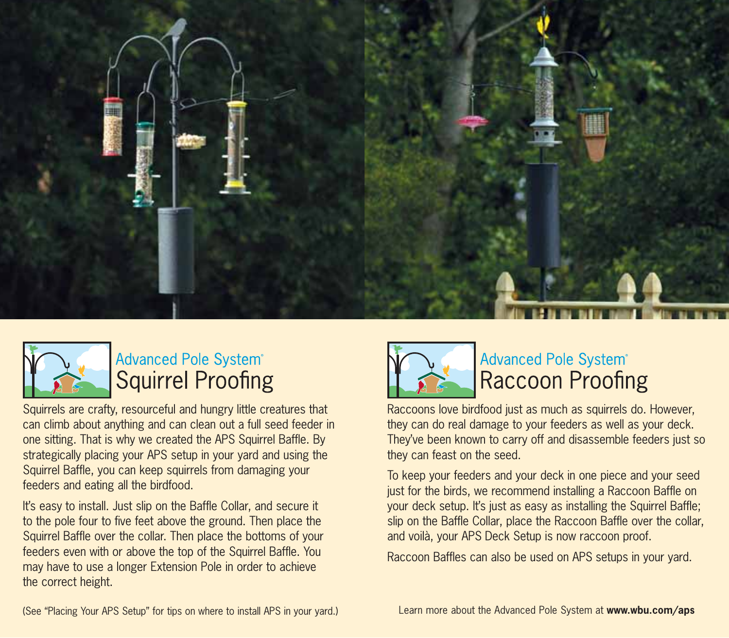## Advanced Pole System®
# Squirrel Proofing

Squirrels are crafty, resourceful and hungry little creatures that can climb about anything and can clean out a full seed feeder in one sitting. That is why we created the APS Squirrel Baffle. By strategically placing your APS setup in your yard and using the Squirrel Baffle, you can keep squirrels from damaging your feeders and eating all the birdfood.

It's easy to install. Just slip on the Baffle Collar, and secure it to the pole four to five feet above the ground. Then place the Squirrel Baffle over the collar. Then place the bottoms of your feeders even with or above the top of the Squirrel Baffle. You may have to use a longer Extension Pole in order to achieve the correct height.

(See "Placing Your APS Setup" for tips on where to install APS in your yard.)

## Advanced Pole System®
# Raccoon Proofing

Raccoons love birdfood just as much as squirrels do. However, they can do real damage to your feeders as well as your deck. They've been known to carry off and disassemble feeders just so they can feast on the seed.

To keep your feeders and your deck in one piece and your seed just for the birds, we recommend installing a Raccoon Baffle on your deck setup. It's just as easy as installing the Squirrel Baffle; slip on the Baffle Collar, place the Raccoon Baffle over the collar, and voilà, your APS Deck Setup is now raccoon proof.

Raccoon Baffles can also be used on APS setups in your yard.

Learn more about the Advanced Pole System at **www.wbu.com/aps**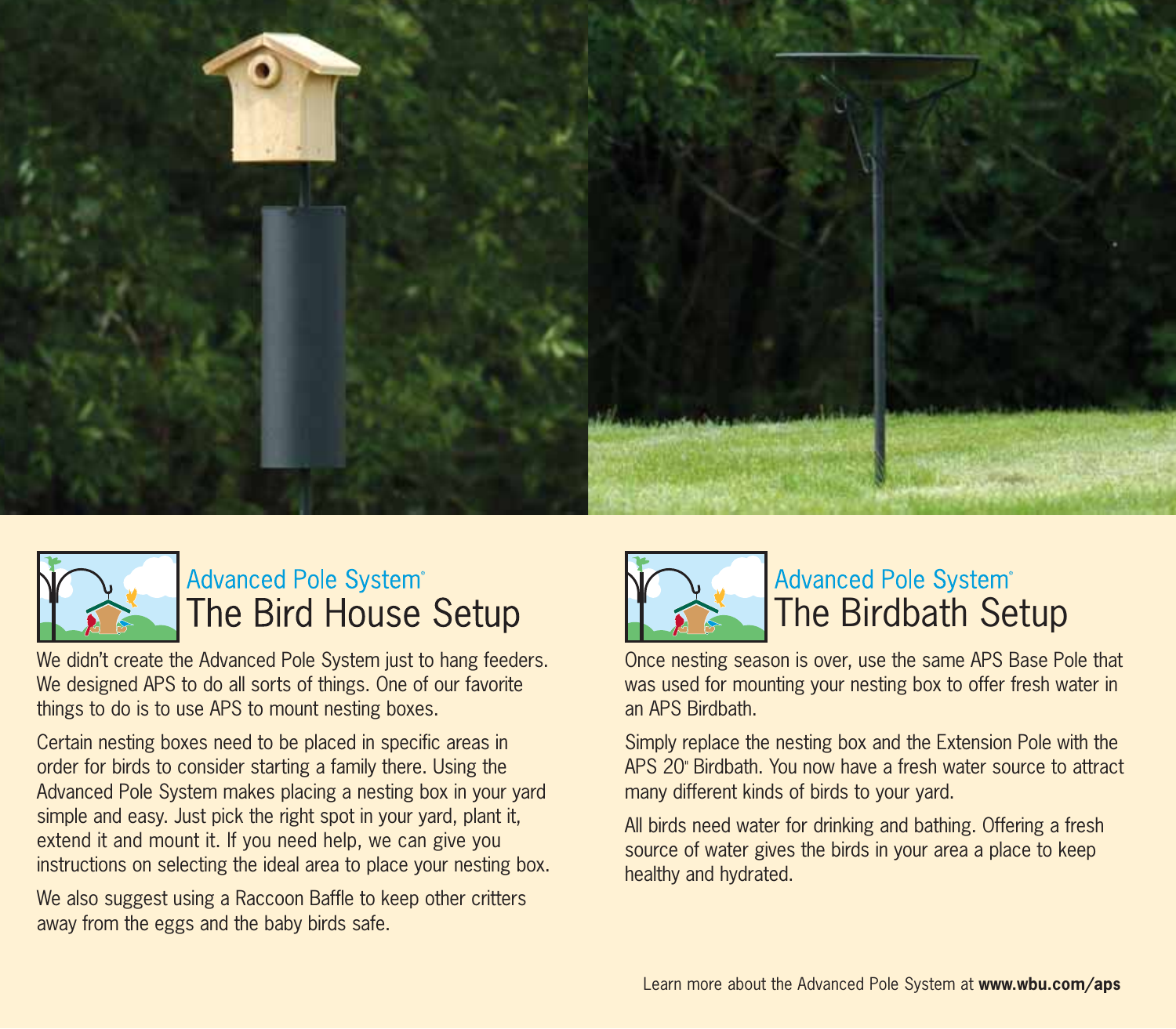## Advanced Pole System®
# The Bird House Setup

We didn't create the Advanced Pole System just to hang feeders. We designed APS to do all sorts of things. One of our favorite things to do is to use APS to mount nesting boxes.

Certain nesting boxes need to be placed in specific areas in order for birds to consider starting a family there. Using the Advanced Pole System makes placing a nesting box in your yard simple and easy. Just pick the right spot in your yard, plant it, extend it and mount it. If you need help, we can give you instructions on selecting the ideal area to place your nesting box.

We also suggest using a Raccoon Baffle to keep other critters away from the eggs and the baby birds safe.

## Advanced Pole System®
# The Birdbath Setup

Once nesting season is over, use the same APS Base Pole that was used for mounting your nesting box to offer fresh water in an APS Birdbath.

Simply replace the nesting box and the Extension Pole with the APS 20" Birdbath. You now have a fresh water source to attract many different kinds of birds to your yard.

All birds need water for drinking and bathing. Offering a fresh source of water gives the birds in your area a place to keep healthy and hydrated.

Learn more about the Advanced Pole System at **www.wbu.com/aps**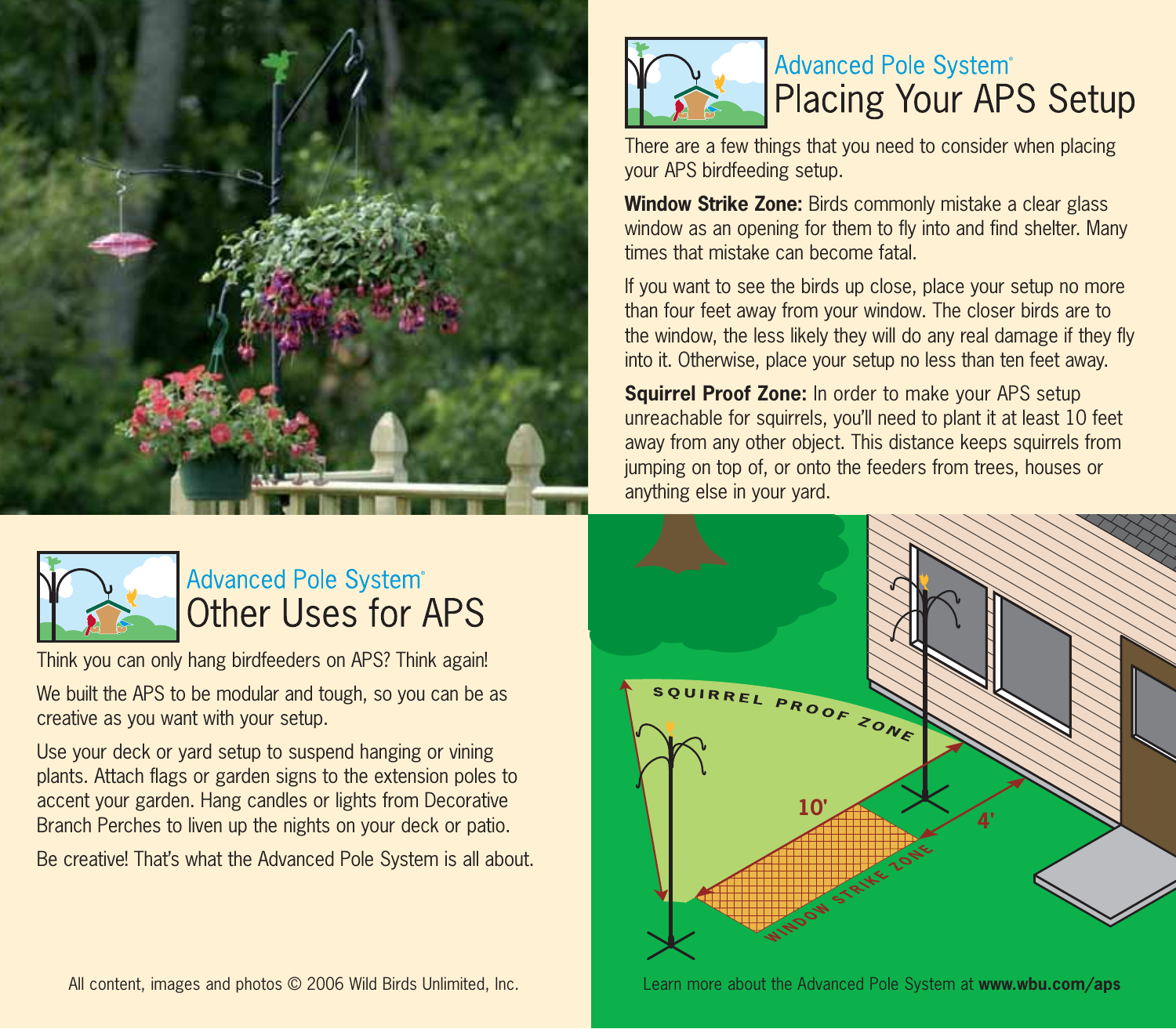## Advanced Pole System®
# Placing Your APS Setup

There are a few things that you need to consider when placing your APS birdfeeding setup.

**Window Strike Zone:** Birds commonly mistake a clear glass window as an opening for them to fly into and find shelter. Many times that mistake can become fatal.

If you want to see the birds up close, place your setup no more than four feet away from your window. The closer birds are to the window, the less likely they will do any real damage if they fly into it. Otherwise, place your setup no less than ten feet away.

**Squirrel Proof Zone:** In order to make your APS setup unreachable for squirrels, you'll need to plant it at least 10 feet away from any other object. This distance keeps squirrels from jumping on top of, or onto the feeders from trees, houses or anything else in your yard.

SQUIRREL PROOF ZONE

10'

4'

WINDOW STRIKE ZONE

Learn more about the Advanced Pole System at **www.wbu.com/aps**

## Advanced Pole System®
# Other Uses for APS

Think you can only hang birdfeeders on APS? Think again!

We built the APS to be modular and tough, so you can be as creative as you want with your setup.

Use your deck or yard setup to suspend hanging or vining plants. Attach flags or garden signs to the extension poles to accent your garden. Hang candles or lights from Decorative Branch Perches to liven up the nights on your deck or patio.

Be creative! That's what the Advanced Pole System is all about.

All content, images and photos © 2006 Wild Birds Unlimited, Inc.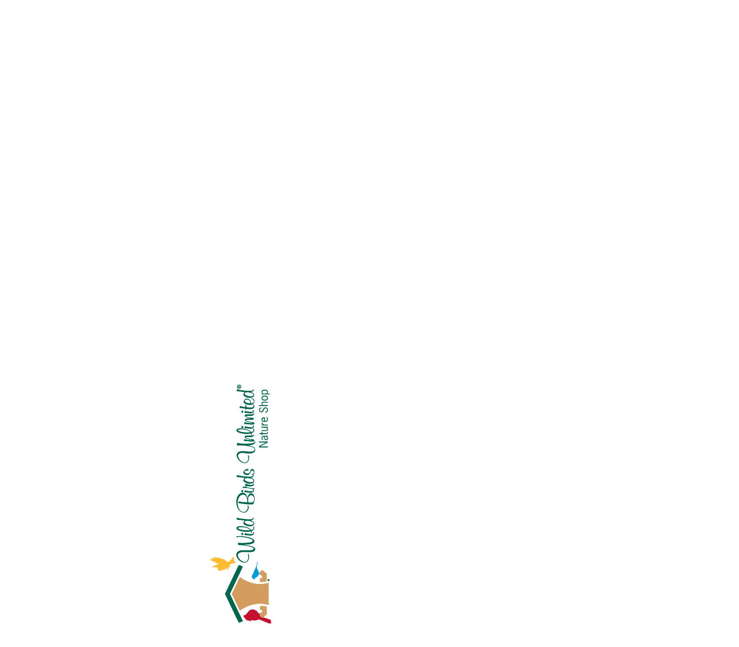Wild Birds Unlimited®

Nature Shop